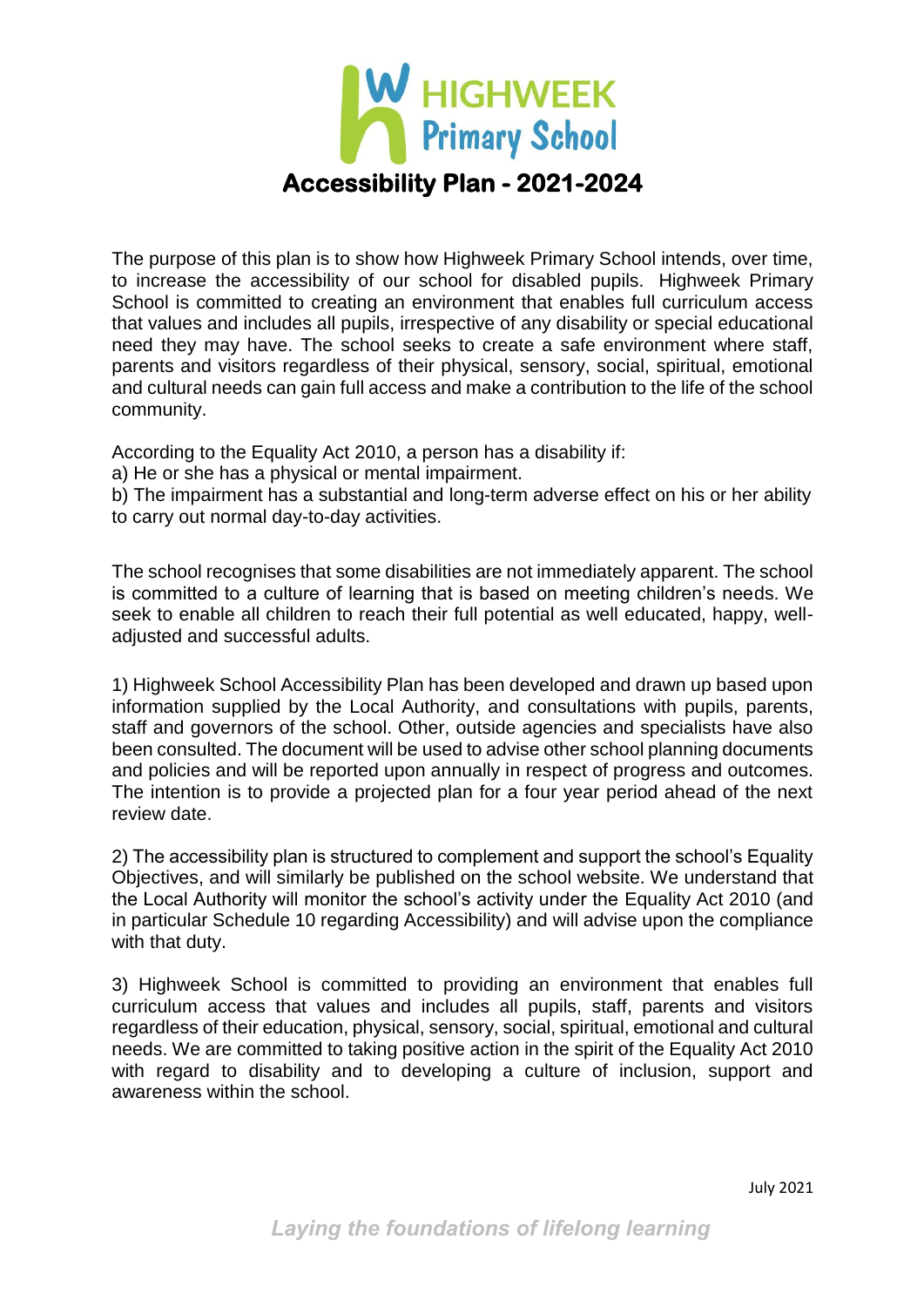# HIGHWEEK Primary School

## Accessibility Plan - 2021-2024

The purpose of this plan is to show how Highweek Primary School intends, over time, to increase the accessibility of our school for disabled pupils. Highweek Primary School is committed to creating an environment that enables full curriculum access that values and includes all pupils, irrespective of any disability or special educational need they may have. The school seeks to create a safe environment where staff, parents and visitors regardless of their physical, sensory, social, spiritual, emotional and cultural needs can gain full access and make a contribution to the life of the school community.

According to the Equality Act 2010, a person has a disability if:
a) He or she has a physical or mental impairment.
b) The impairment has a substantial and long-term adverse effect on his or her ability to carry out normal day-to-day activities.

The school recognises that some disabilities are not immediately apparent. The school is committed to a culture of learning that is based on meeting children's needs. We seek to enable all children to reach their full potential as well educated, happy, well-adjusted and successful adults.

1) Highweek School Accessibility Plan has been developed and drawn up based upon information supplied by the Local Authority, and consultations with pupils, parents, staff and governors of the school. Other, outside agencies and specialists have also been consulted. The document will be used to advise other school planning documents and policies and will be reported upon annually in respect of progress and outcomes. The intention is to provide a projected plan for a four year period ahead of the next review date.

2) The accessibility plan is structured to complement and support the school's Equality Objectives, and will similarly be published on the school website. We understand that the Local Authority will monitor the school's activity under the Equality Act 2010 (and in particular Schedule 10 regarding Accessibility) and will advise upon the compliance with that duty.

3) Highweek School is committed to providing an environment that enables full curriculum access that values and includes all pupils, staff, parents and visitors regardless of their education, physical, sensory, social, spiritual, emotional and cultural needs. We are committed to taking positive action in the spirit of the Equality Act 2010 with regard to disability and to developing a culture of inclusion, support and awareness within the school.

July 2021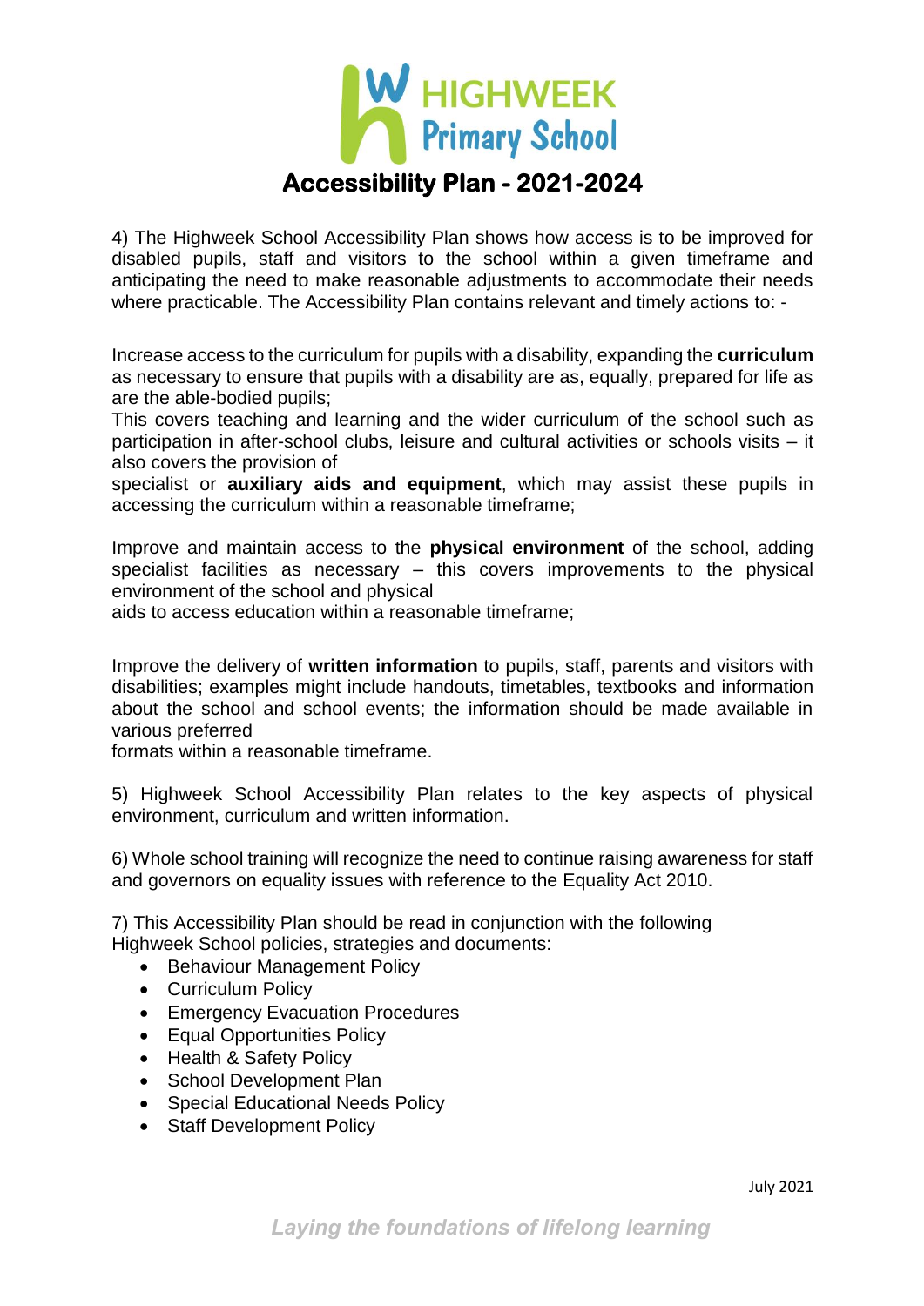# Accessibility Plan - 2021-2024

4) The Highweek School Accessibility Plan shows how access is to be improved for disabled pupils, staff and visitors to the school within a given timeframe and anticipating the need to make reasonable adjustments to accommodate their needs where practicable. The Accessibility Plan contains relevant and timely actions to: -

Increase access to the curriculum for pupils with a disability, expanding the **curriculum** as necessary to ensure that pupils with a disability are as, equally, prepared for life as are the able-bodied pupils;
This covers teaching and learning and the wider curriculum of the school such as participation in after-school clubs, leisure and cultural activities or schools visits – it also covers the provision of
specialist or **auxiliary aids and equipment**, which may assist these pupils in accessing the curriculum within a reasonable timeframe;

Improve and maintain access to the **physical environment** of the school, adding specialist facilities as necessary – this covers improvements to the physical environment of the school and physical
aids to access education within a reasonable timeframe;

Improve the delivery of **written information** to pupils, staff, parents and visitors with disabilities; examples might include handouts, timetables, textbooks and information about the school and school events; the information should be made available in various preferred
formats within a reasonable timeframe.

5) Highweek School Accessibility Plan relates to the key aspects of physical environment, curriculum and written information.

6) Whole school training will recognize the need to continue raising awareness for staff and governors on equality issues with reference to the Equality Act 2010.

7) This Accessibility Plan should be read in conjunction with the following Highweek School policies, strategies and documents:

- Behaviour Management Policy
- Curriculum Policy
- Emergency Evacuation Procedures
- Equal Opportunities Policy
- Health & Safety Policy
- School Development Plan
- Special Educational Needs Policy
- Staff Development Policy

July 2021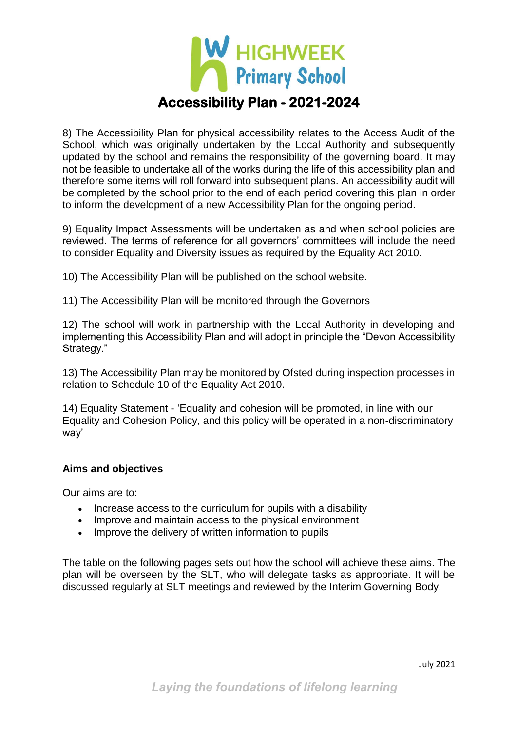8) The Accessibility Plan for physical accessibility relates to the Access Audit of the School, which was originally undertaken by the Local Authority and subsequently updated by the school and remains the responsibility of the governing board. It may not be feasible to undertake all of the works during the life of this accessibility plan and therefore some items will roll forward into subsequent plans. An accessibility audit will be completed by the school prior to the end of each period covering this plan in order to inform the development of a new Accessibility Plan for the ongoing period.

9) Equality Impact Assessments will be undertaken as and when school policies are reviewed. The terms of reference for all governors' committees will include the need to consider Equality and Diversity issues as required by the Equality Act 2010.

10) The Accessibility Plan will be published on the school website.

11) The Accessibility Plan will be monitored through the Governors

12) The school will work in partnership with the Local Authority in developing and implementing this Accessibility Plan and will adopt in principle the "Devon Accessibility Strategy."

13) The Accessibility Plan may be monitored by Ofsted during inspection processes in relation to Schedule 10 of the Equality Act 2010.

14) Equality Statement - 'Equality and cohesion will be promoted, in line with our Equality and Cohesion Policy, and this policy will be operated in a non-discriminatory way'

**Aims and objectives**

Our aims are to:

- Increase access to the curriculum for pupils with a disability
- Improve and maintain access to the physical environment
- Improve the delivery of written information to pupils

The table on the following pages sets out how the school will achieve these aims. The plan will be overseen by the SLT, who will delegate tasks as appropriate. It will be discussed regularly at SLT meetings and reviewed by the Interim Governing Body.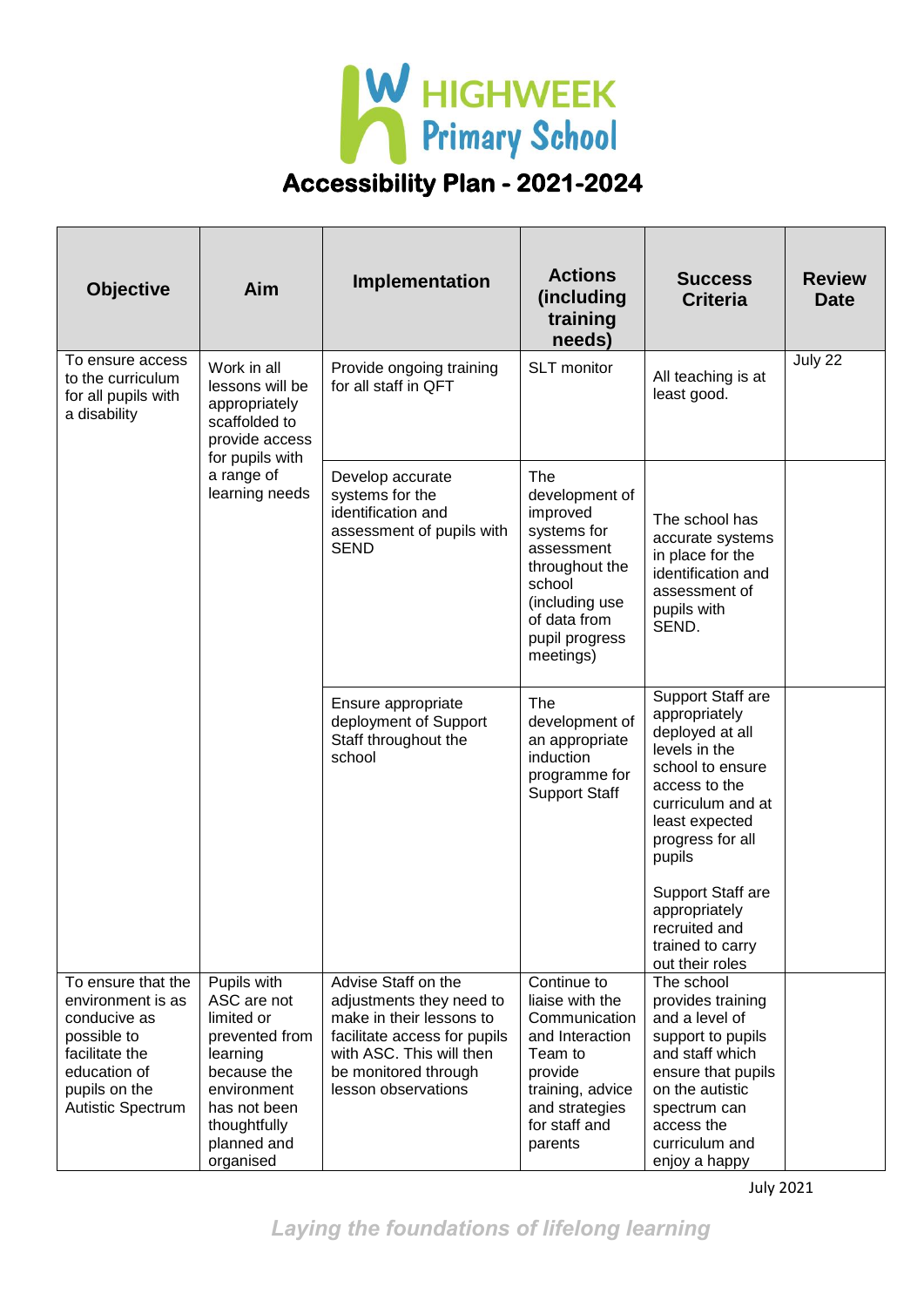# HIGHWEEK Primary School

## Accessibility Plan - 2021-2024

| Objective | Aim | Implementation | Actions (including training needs) | Success Criteria | Review Date |
|---|---|---|---|---|---|
| To ensure access to the curriculum for all pupils with a disability | Work in all lessons will be appropriately scaffolded to provide access for pupils with a range of learning needs | Provide ongoing training for all staff in QFT | SLT monitor | All teaching is at least good. | July 22 |
| | | Develop accurate systems for the identification and assessment of pupils with SEND | The development of improved systems for assessment throughout the school (including use of data from pupil progress meetings) | The school has accurate systems in place for the identification and assessment of pupils with SEND. | |
| | | Ensure appropriate deployment of Support Staff throughout the school | The development of an appropriate induction programme for Support Staff | Support Staff are appropriately deployed at all levels in the school to ensure access to the curriculum and at least expected progress for all pupils<br><br>Support Staff are appropriately recruited and trained to carry out their roles | |
| To ensure that the environment is as conducive as possible to facilitate the education of pupils on the Autistic Spectrum | Pupils with ASC are not limited or prevented from learning because the environment has not been thoughtfully planned and organised | Advise Staff on the adjustments they need to make in their lessons to facilitate access for pupils with ASC. This will then be monitored through lesson observations | Continue to liaise with the Communication and Interaction Team to provide training, advice and strategies for staff and parents | The school provides training and a level of support to pupils and staff which ensure that pupils on the autistic spectrum can access the curriculum and enjoy a happy | |

July 2021

*Laying the foundations of lifelong learning*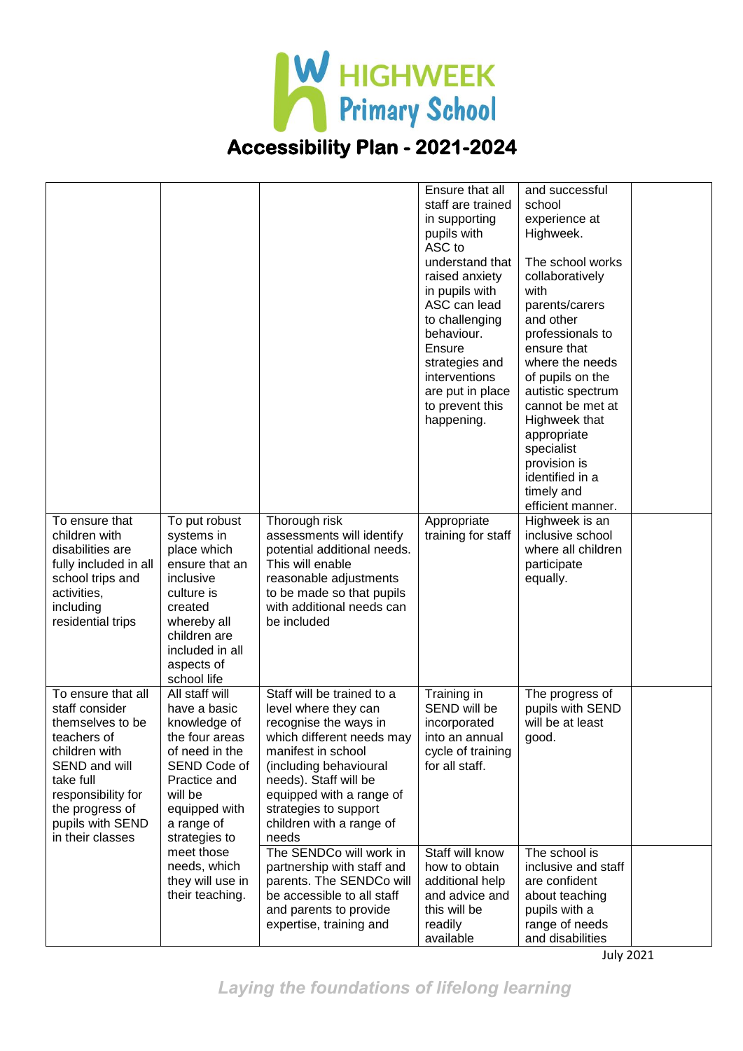# Accessibility Plan - 2021-2024

| | | | | | |
|---|---|---|---|---|---|
| | | | Ensure that all staff are trained in supporting pupils with ASC to understand that raised anxiety in pupils with ASC can lead to challenging behaviour. Ensure strategies and interventions are put in place to prevent this happening. | and successful school experience at Highweek. The school works collaboratively with parents/carers and other professionals to ensure that where the needs of pupils on the autistic spectrum cannot be met at Highweek that appropriate specialist provision is identified in a timely and efficient manner. | |
| To ensure that children with disabilities are fully included in all school trips and activities, including residential trips | To put robust systems in place which ensure that an inclusive culture is created whereby all children are included in all aspects of school life | Thorough risk assessments will identify potential additional needs. This will enable reasonable adjustments to be made so that pupils with additional needs can be included | Appropriate training for staff | Highweek is an inclusive school where all children participate equally. | |
| To ensure that all staff consider themselves to be teachers of children with SEND and will take full responsibility for the progress of the pupils with SEND in their classes | All staff will have a basic knowledge of the four areas of need in the SEND Code of Practice and will be equipped with a range of strategies to meet those needs, which they will use in their teaching. | Staff will be trained to a level where they can recognise the ways in which different needs may manifest in school (including behavioural needs). Staff will be equipped with a range of strategies to support children with a range of needs | Training in SEND will be incorporated into an annual cycle of training for all staff. | The progress of pupils with SEND will be at least good. | |
| | | The SENDCo will work in partnership with staff and parents. The SENDCo will be accessible to all staff and parents to provide expertise, training and | Staff will know how to obtain additional help and advice and this will be readily available | The school is inclusive and staff are confident about teaching pupils with a range of needs and disabilities | |

July 2021

*Laying the foundations of lifelong learning*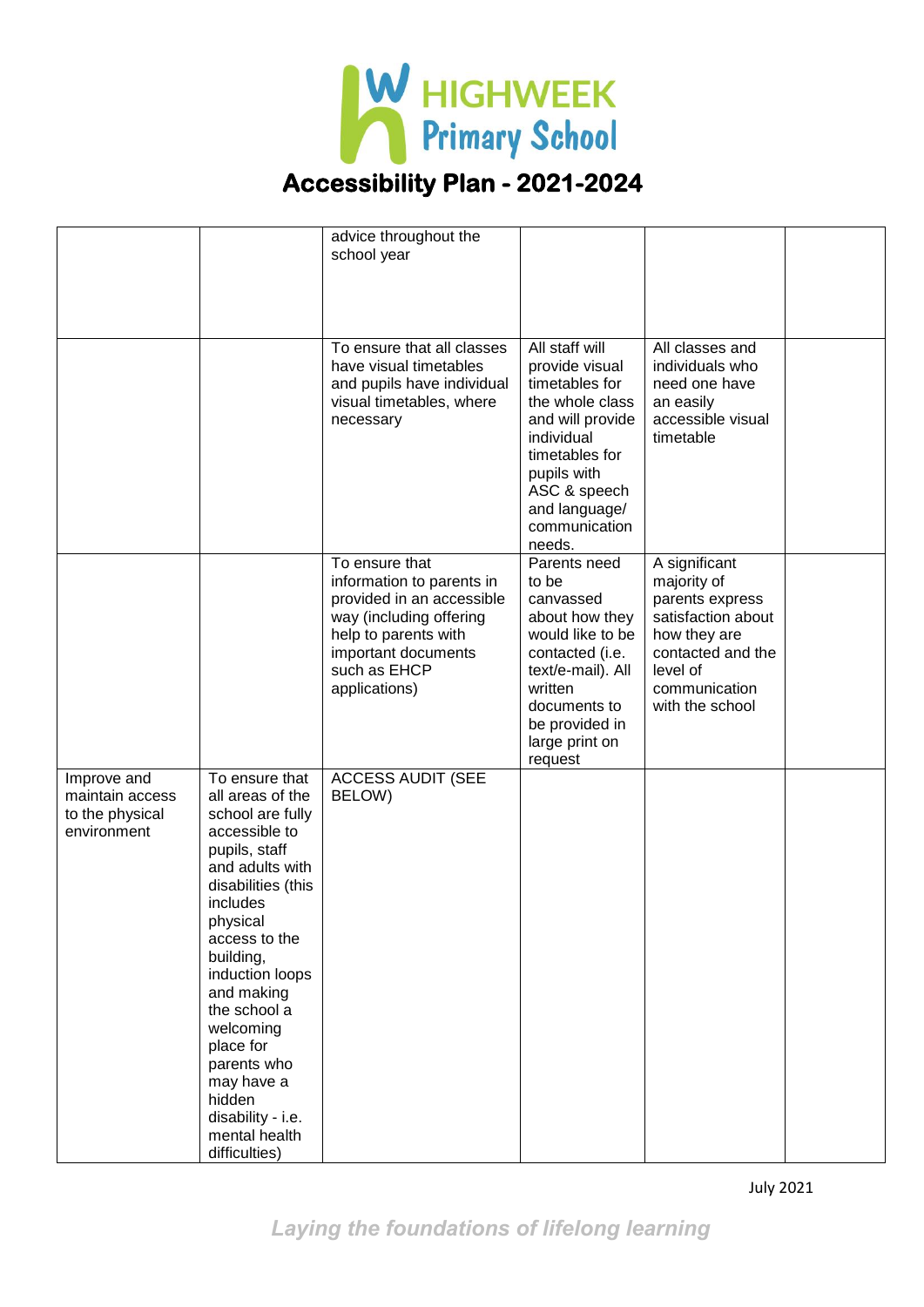# Accessibility Plan - 2021-2024

| | | | | | |
|---|---|---|---|---|---|
| | | advice throughout the school year | | | |
| | | To ensure that all classes have visual timetables and pupils have individual visual timetables, where necessary | All staff will provide visual timetables for the whole class and will provide individual timetables for pupils with ASC & speech and language/ communication needs. | All classes and individuals who need one have an easily accessible visual timetable | |
| | | To ensure that information to parents in provided in an accessible way (including offering help to parents with important documents such as EHCP applications) | Parents need to be canvassed about how they would like to be contacted (i.e. text/e-mail). All written documents to be provided in large print on request | A significant majority of parents express satisfaction about how they are contacted and the level of communication with the school | |
| Improve and maintain access to the physical environment | To ensure that all areas of the school are fully accessible to pupils, staff and adults with disabilities (this includes physical access to the building, induction loops and making the school a welcoming place for parents who may have a hidden disability - i.e. mental health difficulties) | ACCESS AUDIT (SEE BELOW) | | | |

July 2021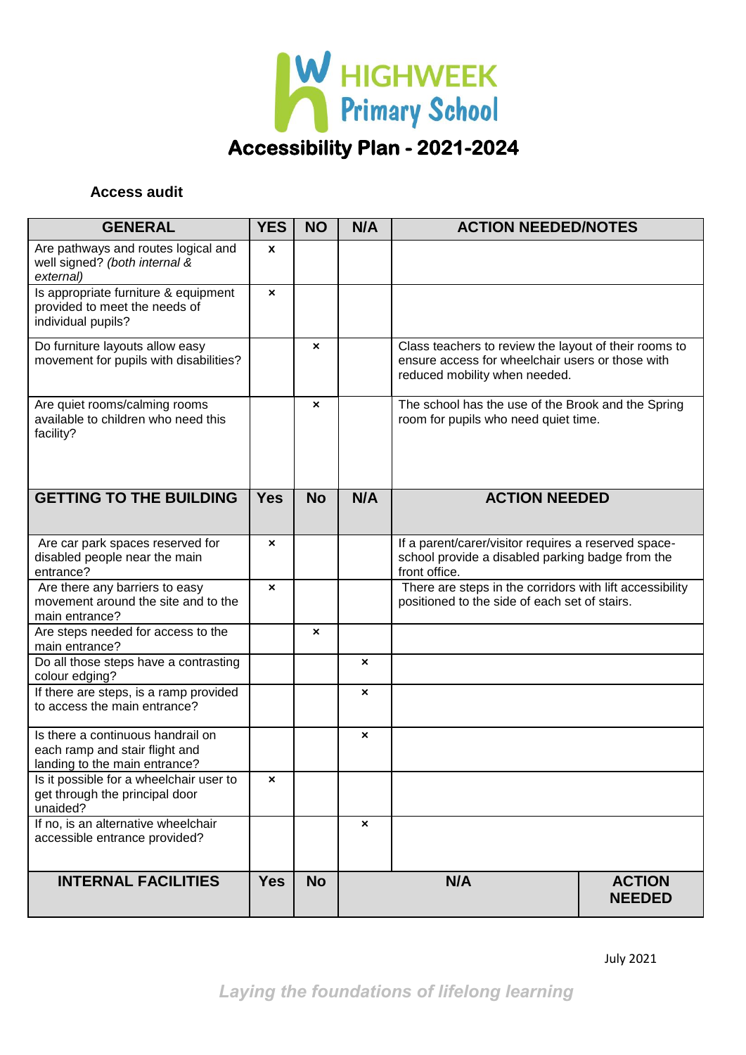# HIGHWEEK Primary School

## Accessibility Plan - 2021-2024

**Access audit**

| GENERAL | YES | NO | N/A | ACTION NEEDED/NOTES |
|---|---|---|---|---|
| Are pathways and routes logical and well signed? *(both internal & external)* | x | | | |
| Is appropriate furniture & equipment provided to meet the needs of individual pupils? | × | | | |
| Do furniture layouts allow easy movement for pupils with disabilities? | | × | | Class teachers to review the layout of their rooms to ensure access for wheelchair users or those with reduced mobility when needed. |
| Are quiet rooms/calming rooms available to children who need this facility? | | × | | The school has the use of the Brook and the Spring room for pupils who need quiet time. |
| **GETTING TO THE BUILDING** | **Yes** | **No** | **N/A** | **ACTION NEEDED** |
| Are car park spaces reserved for disabled people near the main entrance? | × | | | If a parent/carer/visitor requires a reserved space- school provide a disabled parking badge from the front office. |
| Are there any barriers to easy movement around the site and to the main entrance? | × | | | There are steps in the corridors with lift accessibility positioned to the side of each set of stairs. |
| Are steps needed for access to the main entrance? | | × | | |
| Do all those steps have a contrasting colour edging? | | | × | |
| If there are steps, is a ramp provided to access the main entrance? | | | × | |
| Is there a continuous handrail on each ramp and stair flight and landing to the main entrance? | | | × | |
| Is it possible for a wheelchair user to get through the principal door unaided? | × | | | |
| If no, is an alternative wheelchair accessible entrance provided? | | | × | |

| INTERNAL FACILITIES | Yes | No | N/A | ACTION NEEDED |
|---|---|---|---|---|

July 2021

*Laying the foundations of lifelong learning*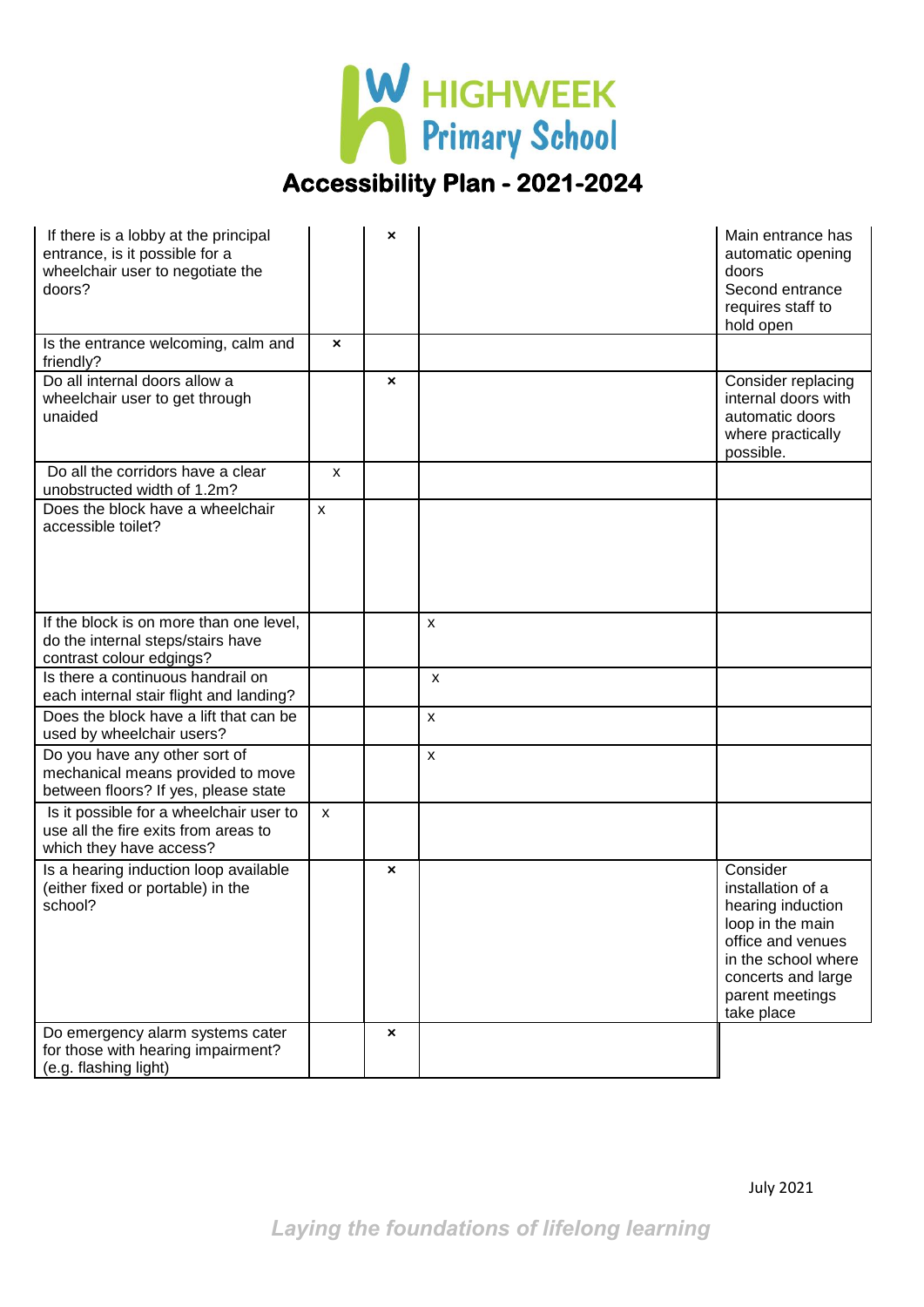# Accessibility Plan - 2021-2024

| | | | | |
|---|---|---|---|---|
| If there is a lobby at the principal entrance, is it possible for a wheelchair user to negotiate the doors? | | × | | Main entrance has automatic opening doors Second entrance requires staff to hold open |
| Is the entrance welcoming, calm and friendly? | × | | | |
| Do all internal doors allow a wheelchair user to get through unaided | | × | | Consider replacing internal doors with automatic doors where practically possible. |
| Do all the corridors have a clear unobstructed width of 1.2m? | x | | | |
| Does the block have a wheelchair accessible toilet? | x | | | |
| If the block is on more than one level, do the internal steps/stairs have contrast colour edgings? | | | x | |
| Is there a continuous handrail on each internal stair flight and landing? | | | x | |
| Does the block have a lift that can be used by wheelchair users? | | | x | |
| Do you have any other sort of mechanical means provided to move between floors? If yes, please state | | | x | |
| Is it possible for a wheelchair user to use all the fire exits from areas to which they have access? | x | | | |
| Is a hearing induction loop available (either fixed or portable) in the school? | | × | | Consider installation of a hearing induction loop in the main office and venues in the school where concerts and large parent meetings take place |
| Do emergency alarm systems cater for those with hearing impairment? (e.g. flashing light) | | × | | |

July 2021

*Laying the foundations of lifelong learning*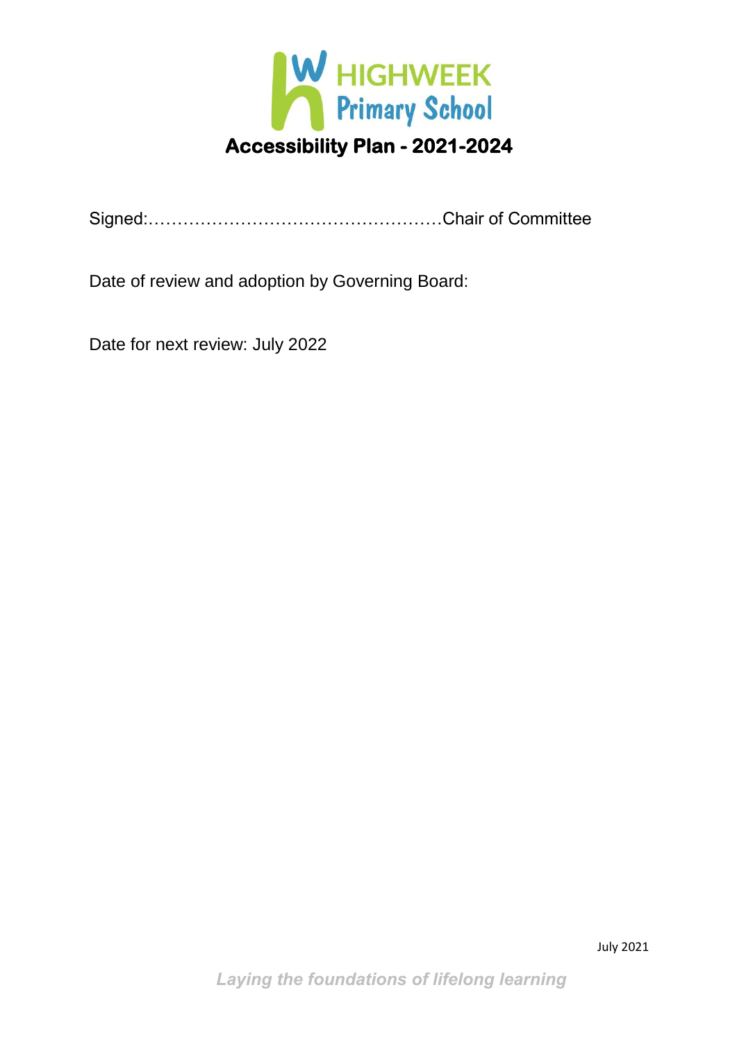HIGHWEEK
Primary School

# Accessibility Plan - 2021-2024

Signed:……………………………………………Chair of Committee

Date of review and adoption by Governing Board:

Date for next review: July 2022

July 2021

*Laying the foundations of lifelong learning*